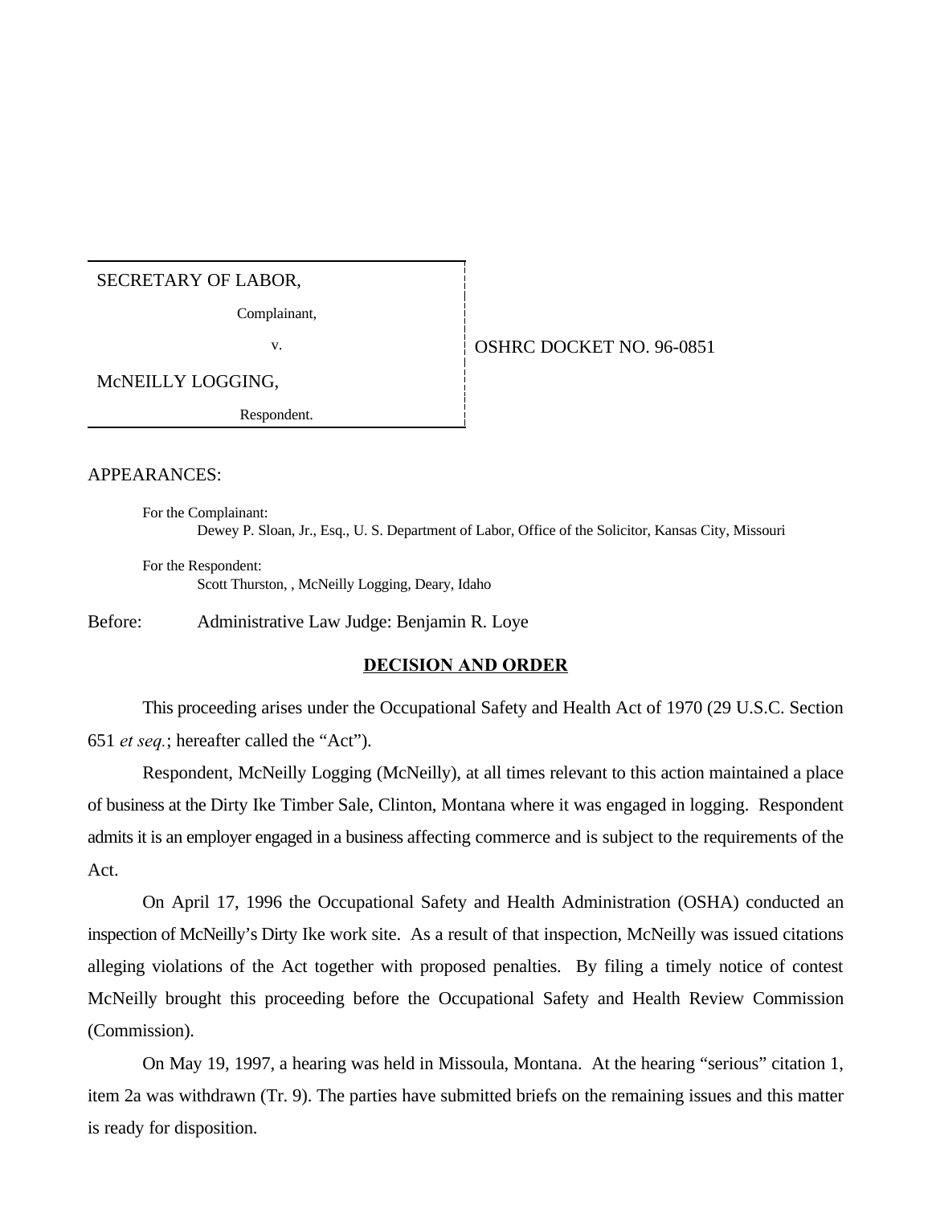| SECRETARY OF LABOR, | |
|---|---|
| Complainant, | |
| v. | OSHRC DOCKET NO. 96-0851 |
| McNEILLY LOGGING, | |
| Respondent. | |

APPEARANCES:

For the Complainant:
Dewey P. Sloan, Jr., Esq., U. S. Department of Labor, Office of the Solicitor, Kansas City, Missouri

For the Respondent:
Scott Thurston, , McNeilly Logging, Deary, Idaho

Before: Administrative Law Judge: Benjamin R. Loye

## DECISION AND ORDER

This proceeding arises under the Occupational Safety and Health Act of 1970 (29 U.S.C. Section 651 *et seq.*; hereafter called the "Act").

Respondent, McNeilly Logging (McNeilly), at all times relevant to this action maintained a place of business at the Dirty Ike Timber Sale, Clinton, Montana where it was engaged in logging. Respondent admits it is an employer engaged in a business affecting commerce and is subject to the requirements of the Act.

On April 17, 1996 the Occupational Safety and Health Administration (OSHA) conducted an inspection of McNeilly's Dirty Ike work site. As a result of that inspection, McNeilly was issued citations alleging violations of the Act together with proposed penalties. By filing a timely notice of contest McNeilly brought this proceeding before the Occupational Safety and Health Review Commission (Commission).

On May 19, 1997, a hearing was held in Missoula, Montana. At the hearing "serious" citation 1, item 2a was withdrawn (Tr. 9). The parties have submitted briefs on the remaining issues and this matter is ready for disposition.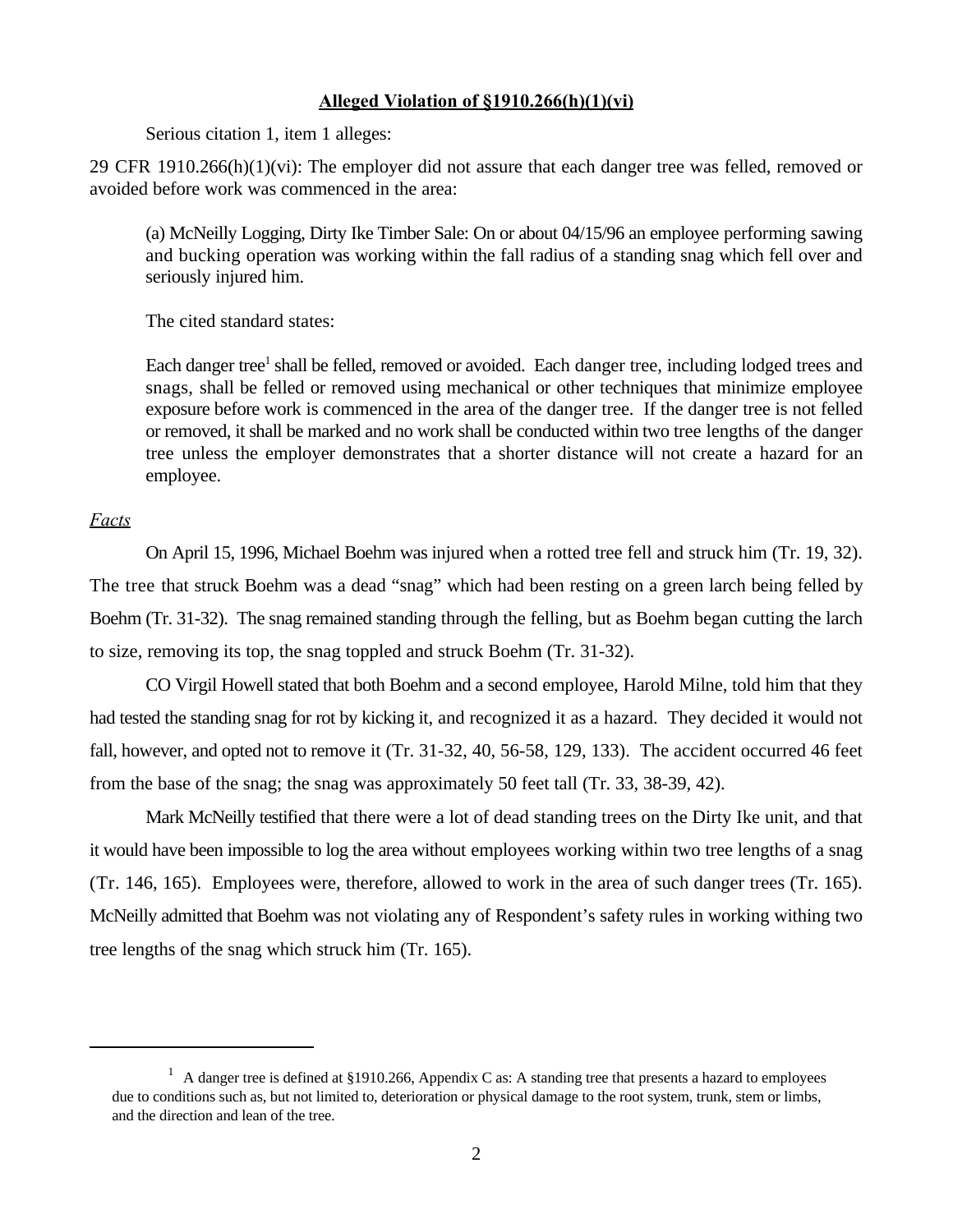**Alleged Violation of §1910.266(h)(1)(vi)**

Serious citation 1, item 1 alleges:

29 CFR 1910.266(h)(1)(vi): The employer did not assure that each danger tree was felled, removed or avoided before work was commenced in the area:

> (a) McNeilly Logging, Dirty Ike Timber Sale: On or about 04/15/96 an employee performing sawing and bucking operation was working within the fall radius of a standing snag which fell over and seriously injured him.
>
> The cited standard states:
>
> Each danger tree[1] shall be felled, removed or avoided. Each danger tree, including lodged trees and snags, shall be felled or removed using mechanical or other techniques that minimize employee exposure before work is commenced in the area of the danger tree. If the danger tree is not felled or removed, it shall be marked and no work shall be conducted within two tree lengths of the danger tree unless the employer demonstrates that a shorter distance will not create a hazard for an employee.

*Facts*

On April 15, 1996, Michael Boehm was injured when a rotted tree fell and struck him (Tr. 19, 32). The tree that struck Boehm was a dead "snag" which had been resting on a green larch being felled by Boehm (Tr. 31-32). The snag remained standing through the felling, but as Boehm began cutting the larch to size, removing its top, the snag toppled and struck Boehm (Tr. 31-32).

CO Virgil Howell stated that both Boehm and a second employee, Harold Milne, told him that they had tested the standing snag for rot by kicking it, and recognized it as a hazard. They decided it would not fall, however, and opted not to remove it (Tr. 31-32, 40, 56-58, 129, 133). The accident occurred 46 feet from the base of the snag; the snag was approximately 50 feet tall (Tr. 33, 38-39, 42).

Mark McNeilly testified that there were a lot of dead standing trees on the Dirty Ike unit, and that it would have been impossible to log the area without employees working within two tree lengths of a snag (Tr. 146, 165). Employees were, therefore, allowed to work in the area of such danger trees (Tr. 165). McNeilly admitted that Boehm was not violating any of Respondent's safety rules in working withing two tree lengths of the snag which struck him (Tr. 165).

---

[1] A danger tree is defined at §1910.266, Appendix C as: A standing tree that presents a hazard to employees due to conditions such as, but not limited to, deterioration or physical damage to the root system, trunk, stem or limbs, and the direction and lean of the tree.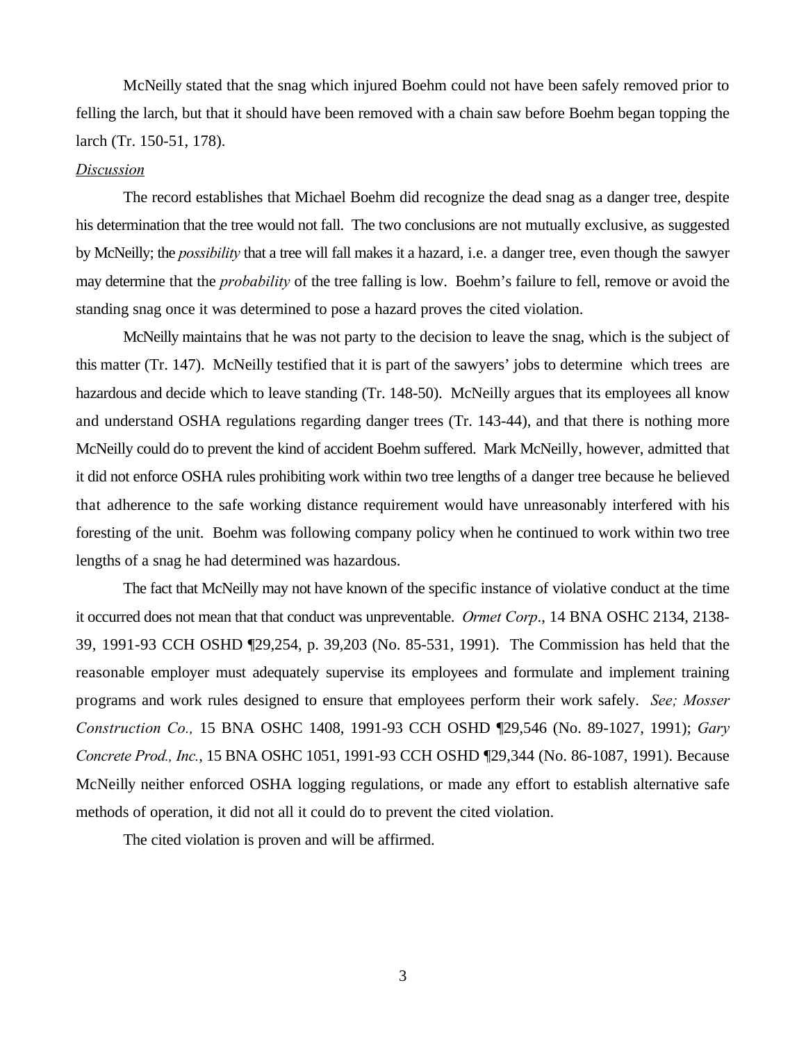McNeilly stated that the snag which injured Boehm could not have been safely removed prior to felling the larch, but that it should have been removed with a chain saw before Boehm began topping the larch (Tr. 150-51, 178).

*Discussion*

The record establishes that Michael Boehm did recognize the dead snag as a danger tree, despite his determination that the tree would not fall. The two conclusions are not mutually exclusive, as suggested by McNeilly; the *possibility* that a tree will fall makes it a hazard, i.e. a danger tree, even though the sawyer may determine that the *probability* of the tree falling is low. Boehm's failure to fell, remove or avoid the standing snag once it was determined to pose a hazard proves the cited violation.

McNeilly maintains that he was not party to the decision to leave the snag, which is the subject of this matter (Tr. 147). McNeilly testified that it is part of the sawyers' jobs to determine which trees are hazardous and decide which to leave standing (Tr. 148-50). McNeilly argues that its employees all know and understand OSHA regulations regarding danger trees (Tr. 143-44), and that there is nothing more McNeilly could do to prevent the kind of accident Boehm suffered. Mark McNeilly, however, admitted that it did not enforce OSHA rules prohibiting work within two tree lengths of a danger tree because he believed that adherence to the safe working distance requirement would have unreasonably interfered with his foresting of the unit. Boehm was following company policy when he continued to work within two tree lengths of a snag he had determined was hazardous.

The fact that McNeilly may not have known of the specific instance of violative conduct at the time it occurred does not mean that that conduct was unpreventable. *Ormet Corp*., 14 BNA OSHC 2134, 2138-39, 1991-93 CCH OSHD ¶29,254, p. 39,203 (No. 85-531, 1991). The Commission has held that the reasonable employer must adequately supervise its employees and formulate and implement training programs and work rules designed to ensure that employees perform their work safely. *See; Mosser Construction Co.,* 15 BNA OSHC 1408, 1991-93 CCH OSHD ¶29,546 (No. 89-1027, 1991); *Gary Concrete Prod., Inc.*, 15 BNA OSHC 1051, 1991-93 CCH OSHD ¶29,344 (No. 86-1087, 1991). Because McNeilly neither enforced OSHA logging regulations, or made any effort to establish alternative safe methods of operation, it did not all it could do to prevent the cited violation.

The cited violation is proven and will be affirmed.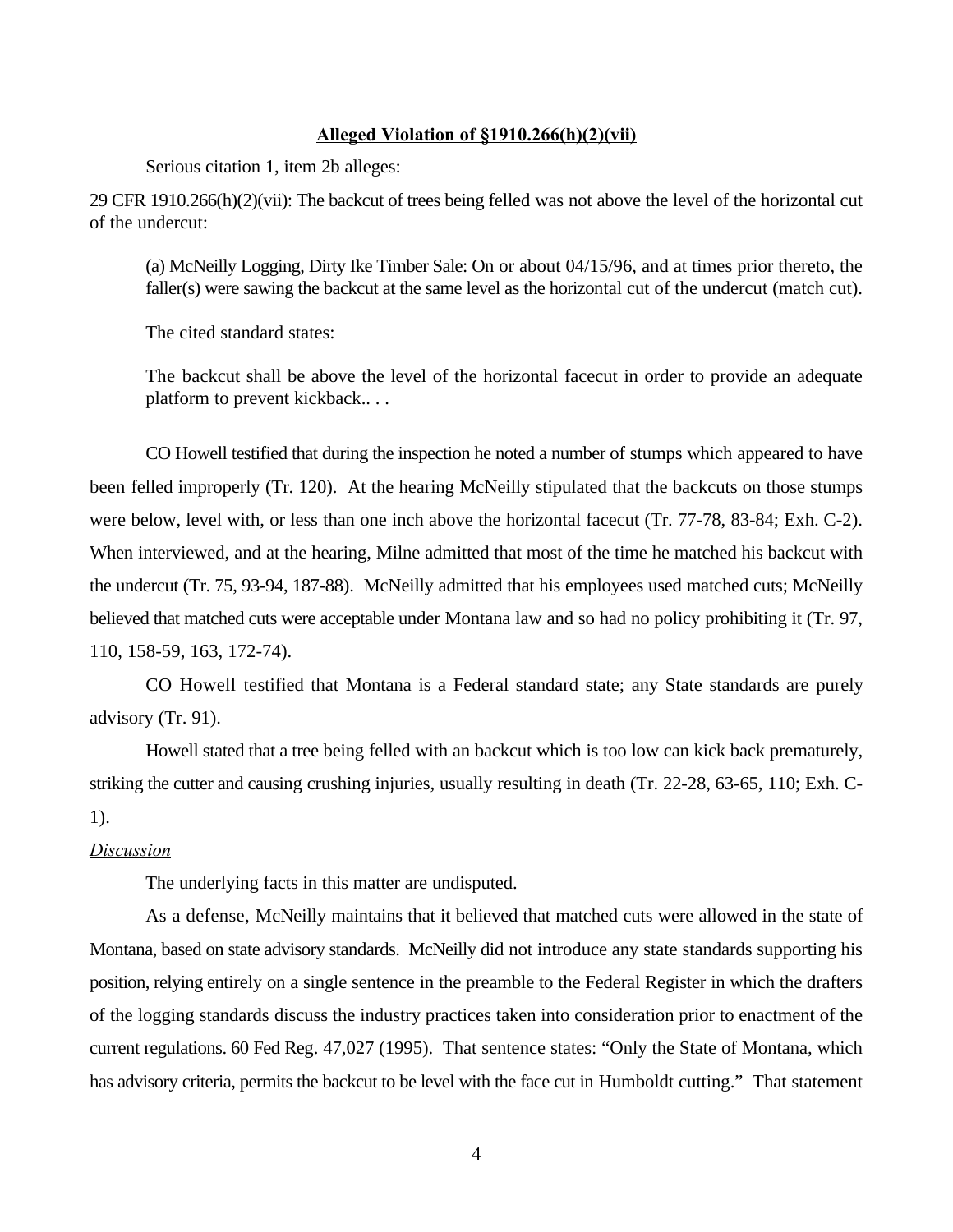**Alleged Violation of §1910.266(h)(2)(vii)**

Serious citation 1, item 2b alleges:

29 CFR 1910.266(h)(2)(vii): The backcut of trees being felled was not above the level of the horizontal cut of the undercut:

> (a) McNeilly Logging, Dirty Ike Timber Sale: On or about 04/15/96, and at times prior thereto, the faller(s) were sawing the backcut at the same level as the horizontal cut of the undercut (match cut).

The cited standard states:

> The backcut shall be above the level of the horizontal facecut in order to provide an adequate platform to prevent kickback.. . .

CO Howell testified that during the inspection he noted a number of stumps which appeared to have been felled improperly (Tr. 120). At the hearing McNeilly stipulated that the backcuts on those stumps were below, level with, or less than one inch above the horizontal facecut (Tr. 77-78, 83-84; Exh. C-2). When interviewed, and at the hearing, Milne admitted that most of the time he matched his backcut with the undercut (Tr. 75, 93-94, 187-88). McNeilly admitted that his employees used matched cuts; McNeilly believed that matched cuts were acceptable under Montana law and so had no policy prohibiting it (Tr. 97, 110, 158-59, 163, 172-74).

CO Howell testified that Montana is a Federal standard state; any State standards are purely advisory (Tr. 91).

Howell stated that a tree being felled with an backcut which is too low can kick back prematurely, striking the cutter and causing crushing injuries, usually resulting in death (Tr. 22-28, 63-65, 110; Exh. C-1).

*Discussion*

The underlying facts in this matter are undisputed.

As a defense, McNeilly maintains that it believed that matched cuts were allowed in the state of Montana, based on state advisory standards. McNeilly did not introduce any state standards supporting his position, relying entirely on a single sentence in the preamble to the Federal Register in which the drafters of the logging standards discuss the industry practices taken into consideration prior to enactment of the current regulations. 60 Fed Reg. 47,027 (1995). That sentence states: "Only the State of Montana, which has advisory criteria, permits the backcut to be level with the face cut in Humboldt cutting." That statement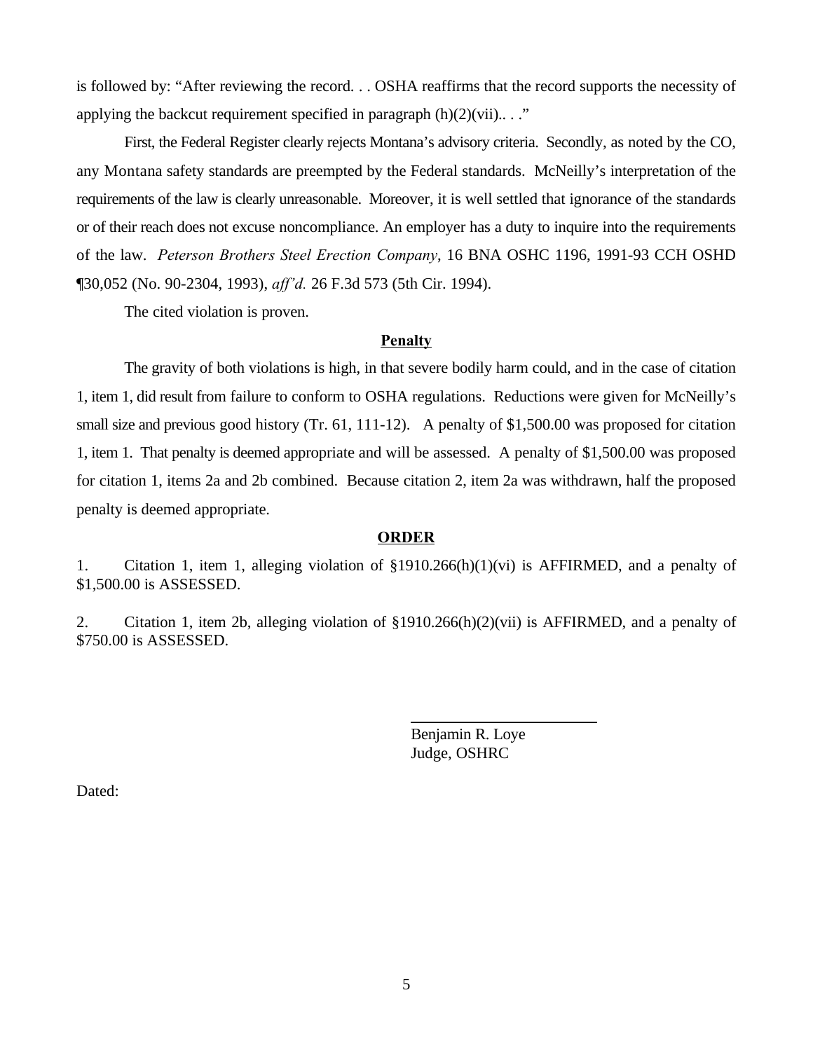is followed by: "After reviewing the record. . . OSHA reaffirms that the record supports the necessity of applying the backcut requirement specified in paragraph (h)(2)(vii).. . ."

First, the Federal Register clearly rejects Montana's advisory criteria. Secondly, as noted by the CO, any Montana safety standards are preempted by the Federal standards. McNeilly's interpretation of the requirements of the law is clearly unreasonable. Moreover, it is well settled that ignorance of the standards or of their reach does not excuse noncompliance. An employer has a duty to inquire into the requirements of the law. *Peterson Brothers Steel Erection Company*, 16 BNA OSHC 1196, 1991-93 CCH OSHD ¶30,052 (No. 90-2304, 1993), *aff'd.* 26 F.3d 573 (5th Cir. 1994).

The cited violation is proven.

**Penalty**

The gravity of both violations is high, in that severe bodily harm could, and in the case of citation 1, item 1, did result from failure to conform to OSHA regulations. Reductions were given for McNeilly's small size and previous good history (Tr. 61, 111-12). A penalty of $1,500.00 was proposed for citation 1, item 1. That penalty is deemed appropriate and will be assessed. A penalty of $1,500.00 was proposed for citation 1, items 2a and 2b combined. Because citation 2, item 2a was withdrawn, half the proposed penalty is deemed appropriate.

**ORDER**

1. Citation 1, item 1, alleging violation of §1910.266(h)(1)(vi) is AFFIRMED, and a penalty of $1,500.00 is ASSESSED.

2. Citation 1, item 2b, alleging violation of §1910.266(h)(2)(vii) is AFFIRMED, and a penalty of $750.00 is ASSESSED.

Benjamin R. Loye
Judge, OSHRC

Dated: